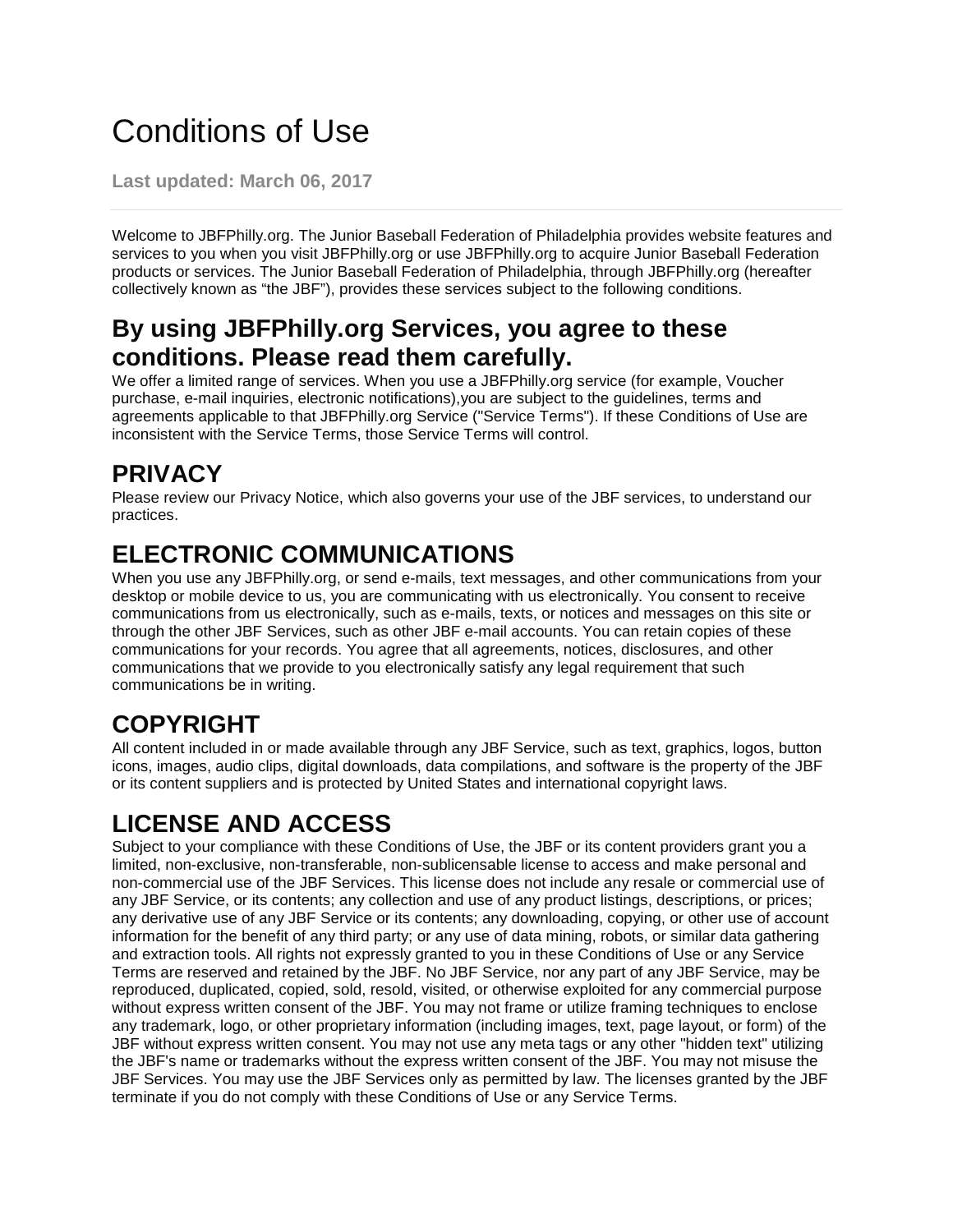# Conditions of Use

**Last updated: March 06, 2017**

---

Welcome to JBFPhilly.org. The Junior Baseball Federation of Philadelphia provides website features and services to you when you visit JBFPhilly.org or use JBFPhilly.org to acquire Junior Baseball Federation products or services. The Junior Baseball Federation of Philadelphia, through JBFPhilly.org (hereafter collectively known as "the JBF"), provides these services subject to the following conditions.

## By using JBFPhilly.org Services, you agree to these conditions. Please read them carefully.

We offer a limited range of services. When you use a JBFPhilly.org service (for example, Voucher purchase, e-mail inquiries, electronic notifications),you are subject to the guidelines, terms and agreements applicable to that JBFPhilly.org Service ("Service Terms"). If these Conditions of Use are inconsistent with the Service Terms, those Service Terms will control.

# PRIVACY

Please review our Privacy Notice, which also governs your use of the JBF services, to understand our practices.

# ELECTRONIC COMMUNICATIONS

When you use any JBFPhilly.org, or send e-mails, text messages, and other communications from your desktop or mobile device to us, you are communicating with us electronically. You consent to receive communications from us electronically, such as e-mails, texts, or notices and messages on this site or through the other JBF Services, such as other JBF e-mail accounts. You can retain copies of these communications for your records. You agree that all agreements, notices, disclosures, and other communications that we provide to you electronically satisfy any legal requirement that such communications be in writing.

# COPYRIGHT

All content included in or made available through any JBF Service, such as text, graphics, logos, button icons, images, audio clips, digital downloads, data compilations, and software is the property of the JBF or its content suppliers and is protected by United States and international copyright laws.

# LICENSE AND ACCESS

Subject to your compliance with these Conditions of Use, the JBF or its content providers grant you a limited, non-exclusive, non-transferable, non-sublicensable license to access and make personal and non-commercial use of the JBF Services. This license does not include any resale or commercial use of any JBF Service, or its contents; any collection and use of any product listings, descriptions, or prices; any derivative use of any JBF Service or its contents; any downloading, copying, or other use of account information for the benefit of any third party; or any use of data mining, robots, or similar data gathering and extraction tools. All rights not expressly granted to you in these Conditions of Use or any Service Terms are reserved and retained by the JBF. No JBF Service, nor any part of any JBF Service, may be reproduced, duplicated, copied, sold, resold, visited, or otherwise exploited for any commercial purpose without express written consent of the JBF. You may not frame or utilize framing techniques to enclose any trademark, logo, or other proprietary information (including images, text, page layout, or form) of the JBF without express written consent. You may not use any meta tags or any other "hidden text" utilizing the JBF's name or trademarks without the express written consent of the JBF. You may not misuse the JBF Services. You may use the JBF Services only as permitted by law. The licenses granted by the JBF terminate if you do not comply with these Conditions of Use or any Service Terms.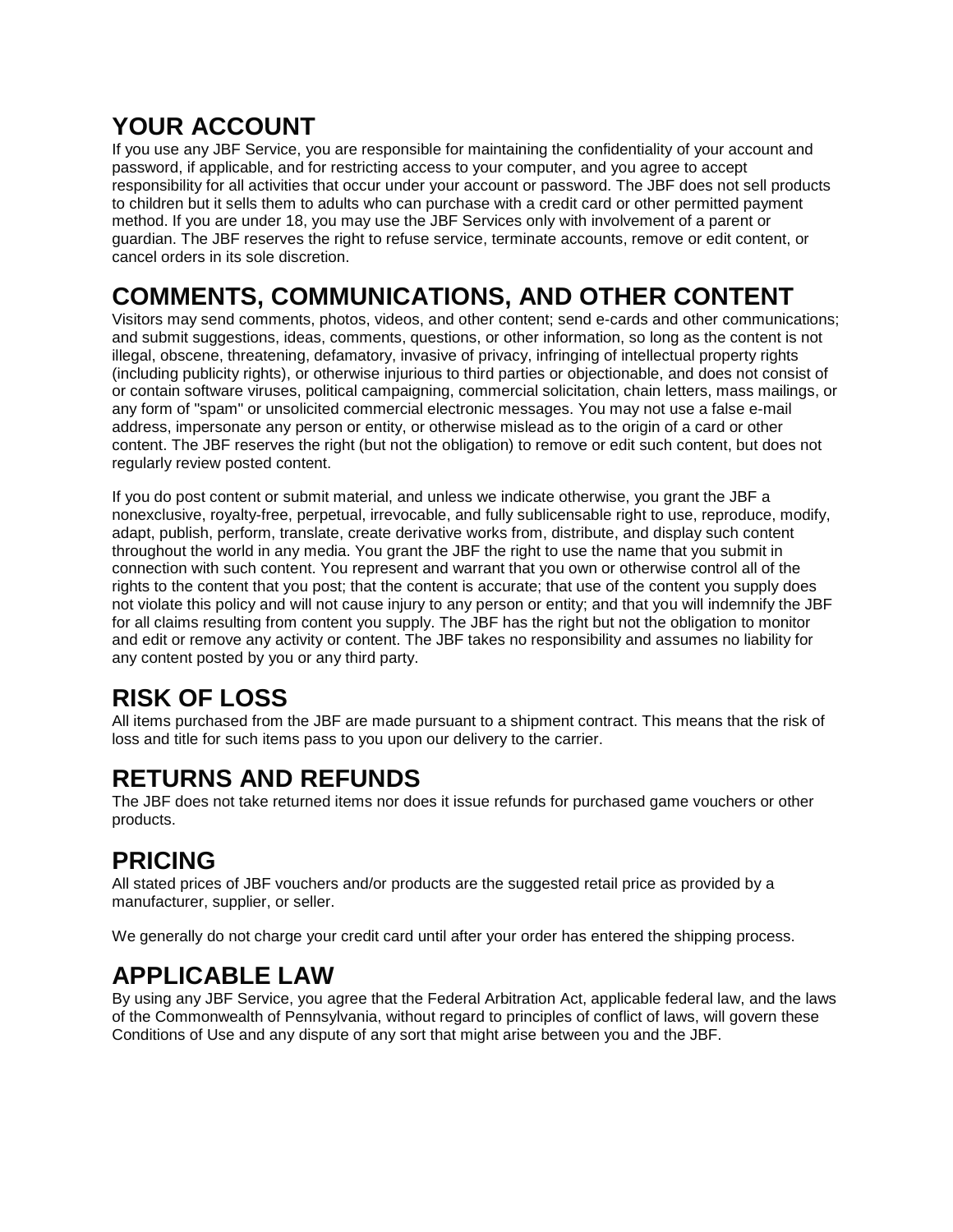## YOUR ACCOUNT

If you use any JBF Service, you are responsible for maintaining the confidentiality of your account and password, if applicable, and for restricting access to your computer, and you agree to accept responsibility for all activities that occur under your account or password. The JBF does not sell products to children but it sells them to adults who can purchase with a credit card or other permitted payment method. If you are under 18, you may use the JBF Services only with involvement of a parent or guardian. The JBF reserves the right to refuse service, terminate accounts, remove or edit content, or cancel orders in its sole discretion.

## COMMENTS, COMMUNICATIONS, AND OTHER CONTENT

Visitors may send comments, photos, videos, and other content; send e-cards and other communications; and submit suggestions, ideas, comments, questions, or other information, so long as the content is not illegal, obscene, threatening, defamatory, invasive of privacy, infringing of intellectual property rights (including publicity rights), or otherwise injurious to third parties or objectionable, and does not consist of or contain software viruses, political campaigning, commercial solicitation, chain letters, mass mailings, or any form of "spam" or unsolicited commercial electronic messages. You may not use a false e-mail address, impersonate any person or entity, or otherwise mislead as to the origin of a card or other content. The JBF reserves the right (but not the obligation) to remove or edit such content, but does not regularly review posted content.

If you do post content or submit material, and unless we indicate otherwise, you grant the JBF a nonexclusive, royalty-free, perpetual, irrevocable, and fully sublicensable right to use, reproduce, modify, adapt, publish, perform, translate, create derivative works from, distribute, and display such content throughout the world in any media. You grant the JBF the right to use the name that you submit in connection with such content. You represent and warrant that you own or otherwise control all of the rights to the content that you post; that the content is accurate; that use of the content you supply does not violate this policy and will not cause injury to any person or entity; and that you will indemnify the JBF for all claims resulting from content you supply. The JBF has the right but not the obligation to monitor and edit or remove any activity or content. The JBF takes no responsibility and assumes no liability for any content posted by you or any third party.

## RISK OF LOSS

All items purchased from the JBF are made pursuant to a shipment contract. This means that the risk of loss and title for such items pass to you upon our delivery to the carrier.

## RETURNS AND REFUNDS

The JBF does not take returned items nor does it issue refunds for purchased game vouchers or other products.

## PRICING

All stated prices of JBF vouchers and/or products are the suggested retail price as provided by a manufacturer, supplier, or seller.

We generally do not charge your credit card until after your order has entered the shipping process.

## APPLICABLE LAW

By using any JBF Service, you agree that the Federal Arbitration Act, applicable federal law, and the laws of the Commonwealth of Pennsylvania, without regard to principles of conflict of laws, will govern these Conditions of Use and any dispute of any sort that might arise between you and the JBF.